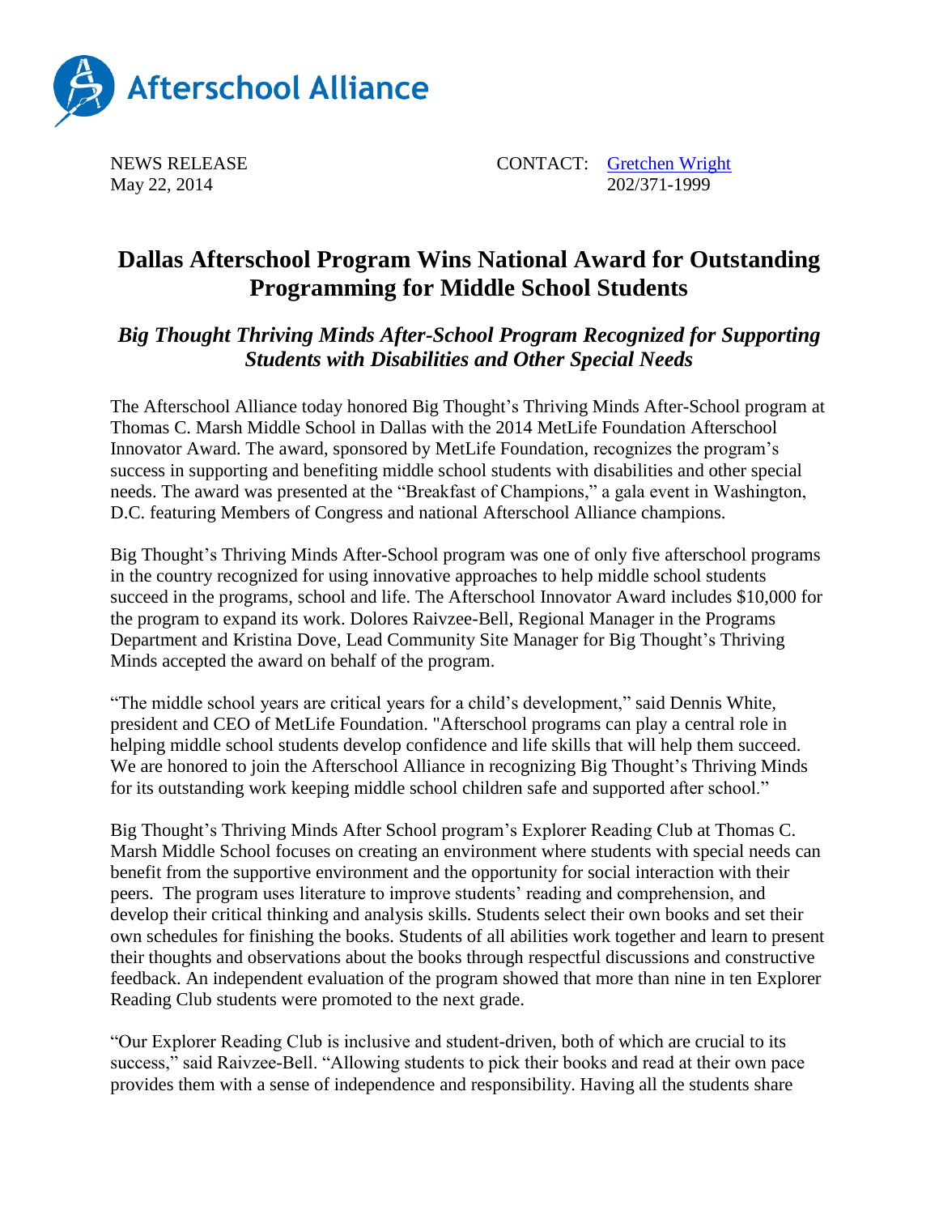Afterschool Alliance

NEWS RELEASE
May 22, 2014

CONTACT: Gretchen Wright
202/371-1999

# Dallas Afterschool Program Wins National Award for Outstanding Programming for Middle School Students

## *Big Thought Thriving Minds After-School Program Recognized for Supporting Students with Disabilities and Other Special Needs*

The Afterschool Alliance today honored Big Thought's Thriving Minds After-School program at Thomas C. Marsh Middle School in Dallas with the 2014 MetLife Foundation Afterschool Innovator Award. The award, sponsored by MetLife Foundation, recognizes the program's success in supporting and benefiting middle school students with disabilities and other special needs. The award was presented at the "Breakfast of Champions," a gala event in Washington, D.C. featuring Members of Congress and national Afterschool Alliance champions.

Big Thought's Thriving Minds After-School program was one of only five afterschool programs in the country recognized for using innovative approaches to help middle school students succeed in the programs, school and life. The Afterschool Innovator Award includes $10,000 for the program to expand its work. Dolores Raivzee-Bell, Regional Manager in the Programs Department and Kristina Dove, Lead Community Site Manager for Big Thought's Thriving Minds accepted the award on behalf of the program.

"The middle school years are critical years for a child's development," said Dennis White, president and CEO of MetLife Foundation. "Afterschool programs can play a central role in helping middle school students develop confidence and life skills that will help them succeed. We are honored to join the Afterschool Alliance in recognizing Big Thought's Thriving Minds for its outstanding work keeping middle school children safe and supported after school."

Big Thought's Thriving Minds After School program's Explorer Reading Club at Thomas C. Marsh Middle School focuses on creating an environment where students with special needs can benefit from the supportive environment and the opportunity for social interaction with their peers. The program uses literature to improve students' reading and comprehension, and develop their critical thinking and analysis skills. Students select their own books and set their own schedules for finishing the books. Students of all abilities work together and learn to present their thoughts and observations about the books through respectful discussions and constructive feedback. An independent evaluation of the program showed that more than nine in ten Explorer Reading Club students were promoted to the next grade.

"Our Explorer Reading Club is inclusive and student-driven, both of which are crucial to its success," said Raivzee-Bell. "Allowing students to pick their books and read at their own pace provides them with a sense of independence and responsibility. Having all the students share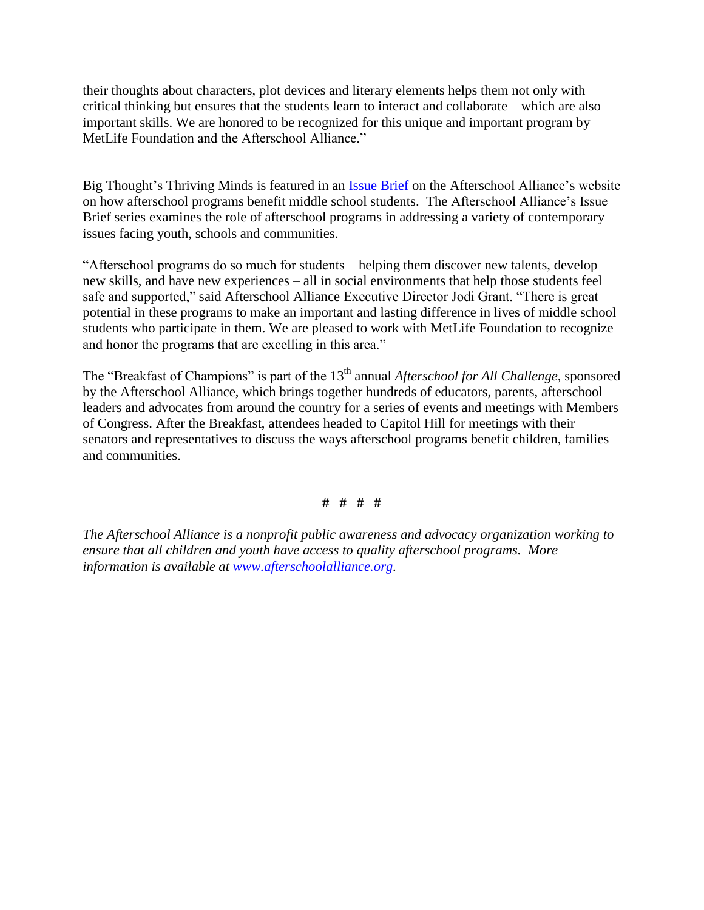their thoughts about characters, plot devices and literary elements helps them not only with critical thinking but ensures that the students learn to interact and collaborate – which are also important skills. We are honored to be recognized for this unique and important program by MetLife Foundation and the Afterschool Alliance."

Big Thought's Thriving Minds is featured in an [Issue Brief](#) on the Afterschool Alliance's website on how afterschool programs benefit middle school students. The Afterschool Alliance's Issue Brief series examines the role of afterschool programs in addressing a variety of contemporary issues facing youth, schools and communities.

"Afterschool programs do so much for students – helping them discover new talents, develop new skills, and have new experiences – all in social environments that help those students feel safe and supported," said Afterschool Alliance Executive Director Jodi Grant. "There is great potential in these programs to make an important and lasting difference in lives of middle school students who participate in them. We are pleased to work with MetLife Foundation to recognize and honor the programs that are excelling in this area."

The "Breakfast of Champions" is part of the 13th annual *Afterschool for All Challenge,* sponsored by the Afterschool Alliance, which brings together hundreds of educators, parents, afterschool leaders and advocates from around the country for a series of events and meetings with Members of Congress. After the Breakfast, attendees headed to Capitol Hill for meetings with their senators and representatives to discuss the ways afterschool programs benefit children, families and communities.

# # # #

*The Afterschool Alliance is a nonprofit public awareness and advocacy organization working to ensure that all children and youth have access to quality afterschool programs. More information is available at [www.afterschoolalliance.org](http://www.afterschoolalliance.org).*